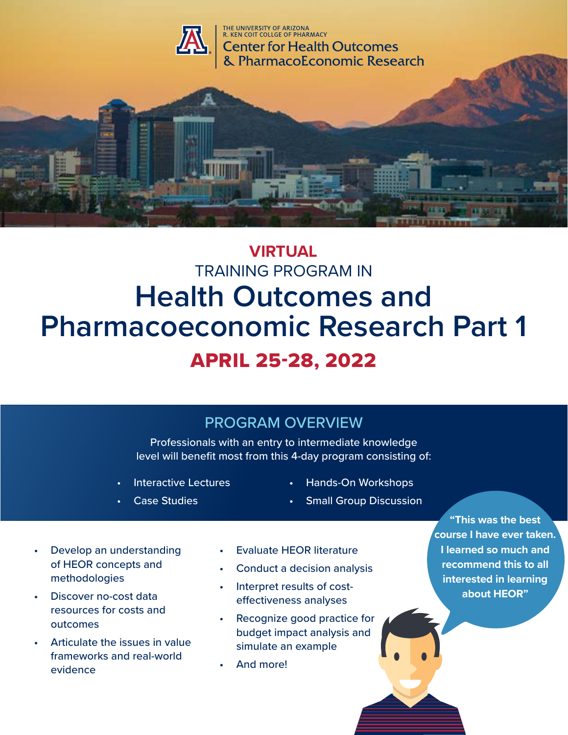THE UNIVERSITY OF ARIZONA
R. KEN COIT COLLEGE OF PHARMACY
Center for Health Outcomes
& PharmacoEconomic Research

**VIRTUAL**

TRAINING PROGRAM IN

# Health Outcomes and Pharmacoeconomic Research Part 1

## APRIL 25-28, 2022

## PROGRAM OVERVIEW

Professionals with an entry to intermediate knowledge level will benefit most from this 4-day program consisting of:

- Interactive Lectures
- Case Studies
- Hands-On Workshops
- Small Group Discussion

- Develop an understanding of HEOR concepts and methodologies
- Discover no-cost data resources for costs and outcomes
- Articulate the issues in value frameworks and real-world evidence
- Evaluate HEOR literature
- Conduct a decision analysis
- Interpret results of cost-effectiveness analyses
- Recognize good practice for budget impact analysis and simulate an example
- And more!

**"This was the best course I have ever taken. I learned so much and recommend this to all interested in learning about HEOR"**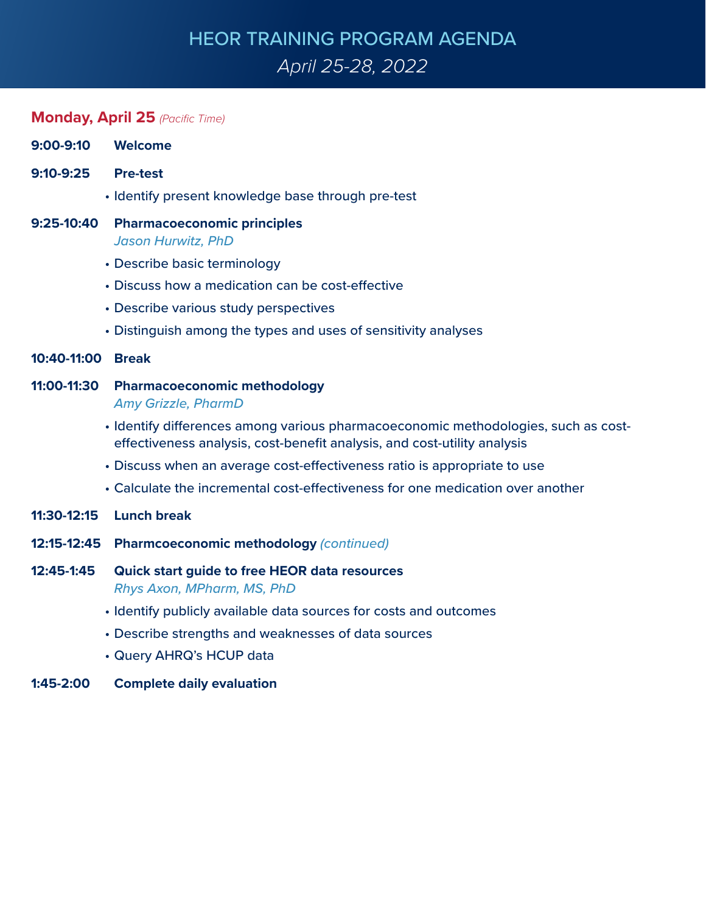# HEOR TRAINING PROGRAM AGENDA

*April 25-28, 2022*

## Monday, April 25 *(Pacific Time)*

**9:00-9:10** **Welcome**

**9:10-9:25** **Pre-test**

- Identify present knowledge base through pre-test

**9:25-10:40** **Pharmacoeconomic principles**
*Jason Hurwitz, PhD*

- Describe basic terminology
- Discuss how a medication can be cost-effective
- Describe various study perspectives
- Distinguish among the types and uses of sensitivity analyses

**10:40-11:00** **Break**

**11:00-11:30** **Pharmacoeconomic methodology**
*Amy Grizzle, PharmD*

- Identify differences among various pharmacoeconomic methodologies, such as cost-effectiveness analysis, cost-benefit analysis, and cost-utility analysis
- Discuss when an average cost-effectiveness ratio is appropriate to use
- Calculate the incremental cost-effectiveness for one medication over another

**11:30-12:15** **Lunch break**

**12:15-12:45** **Pharmcoeconomic methodology** *(continued)*

**12:45-1:45** **Quick start guide to free HEOR data resources**
*Rhys Axon, MPharm, MS, PhD*

- Identify publicly available data sources for costs and outcomes
- Describe strengths and weaknesses of data sources
- Query AHRQ's HCUP data

**1:45-2:00** **Complete daily evaluation**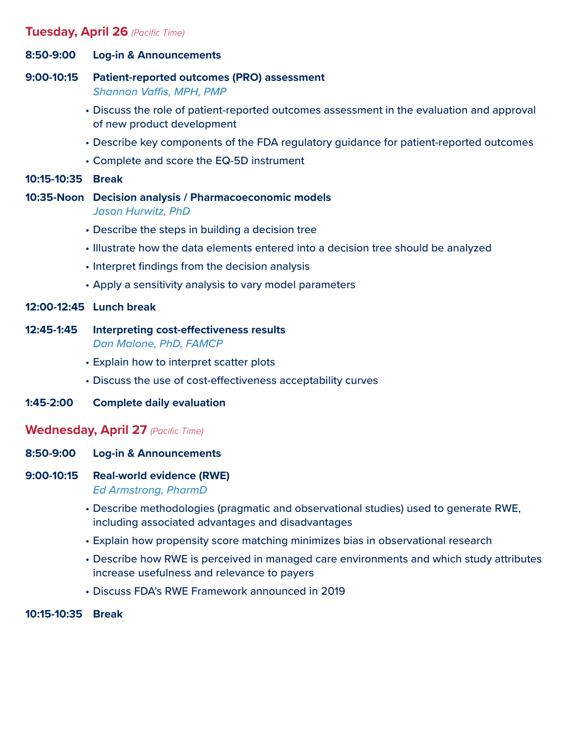## Tuesday, April 26 *(Pacific Time)*

**8:50-9:00** **Log-in & Announcements**

**9:00-10:15** **Patient-reported outcomes (PRO) assessment**
*Shannon Vaffis, MPH, PMP*

- Discuss the role of patient-reported outcomes assessment in the evaluation and approval of new product development
- Describe key components of the FDA regulatory guidance for patient-reported outcomes
- Complete and score the EQ-5D instrument

**10:15-10:35** **Break**

**10:35-Noon** **Decision analysis / Pharmacoeconomic models**
*Jason Hurwitz, PhD*

- Describe the steps in building a decision tree
- Illustrate how the data elements entered into a decision tree should be analyzed
- Interpret findings from the decision analysis
- Apply a sensitivity analysis to vary model parameters

**12:00-12:45** **Lunch break**

**12:45-1:45** **Interpreting cost-effectiveness results**
*Dan Malone, PhD, FAMCP*

- Explain how to interpret scatter plots
- Discuss the use of cost-effectiveness acceptability curves

**1:45-2:00** **Complete daily evaluation**

## Wednesday, April 27 *(Pacific Time)*

**8:50-9:00** **Log-in & Announcements**

**9:00-10:15** **Real-world evidence (RWE)**
*Ed Armstrong, PharmD*

- Describe methodologies (pragmatic and observational studies) used to generate RWE, including associated advantages and disadvantages
- Explain how propensity score matching minimizes bias in observational research
- Describe how RWE is perceived in managed care environments and which study attributes increase usefulness and relevance to payers
- Discuss FDA's RWE Framework announced in 2019

**10:15-10:35** **Break**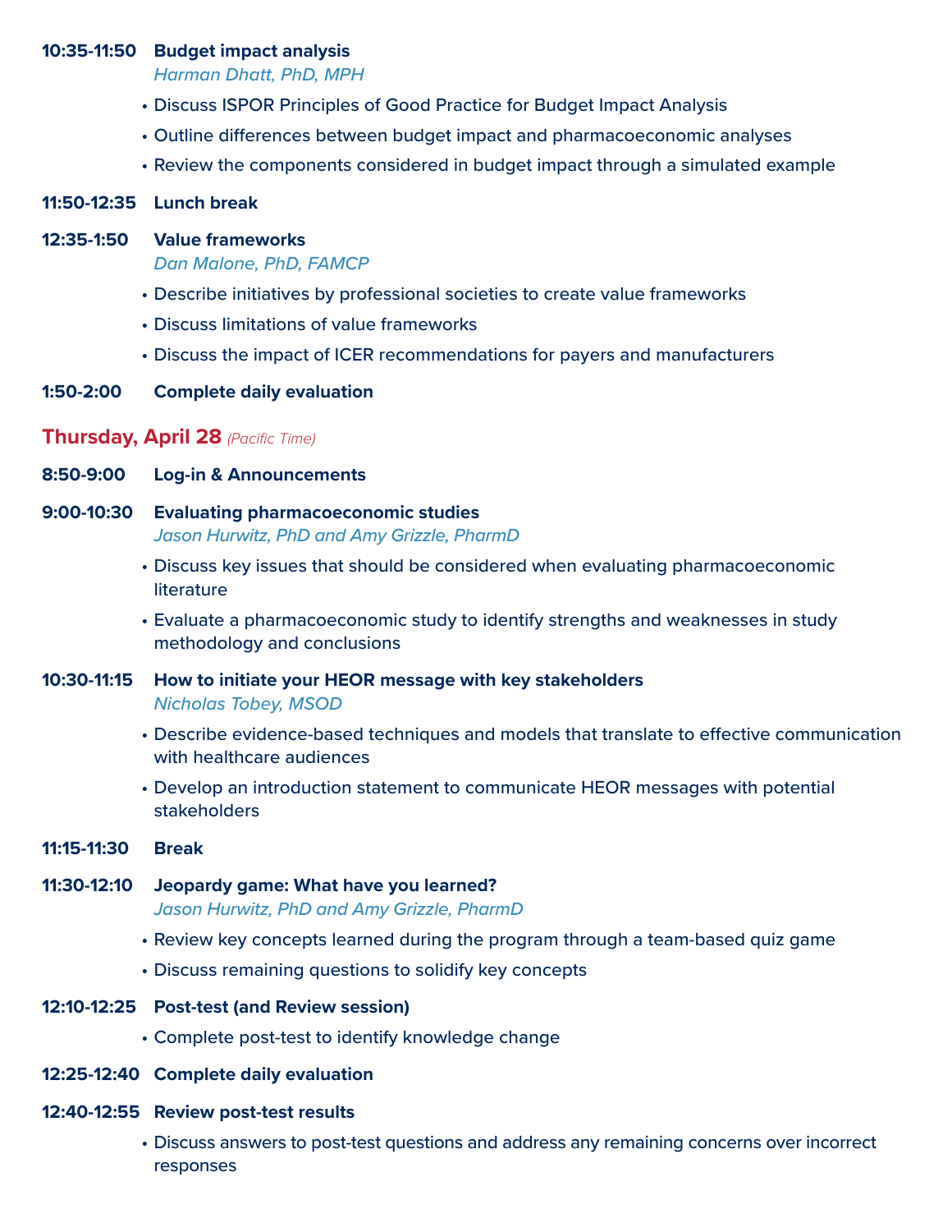**10:35-11:50** **Budget impact analysis**
*Harman Dhatt, PhD, MPH*

- Discuss ISPOR Principles of Good Practice for Budget Impact Analysis
- Outline differences between budget impact and pharmacoeconomic analyses
- Review the components considered in budget impact through a simulated example

**11:50-12:35** **Lunch break**

**12:35-1:50** **Value frameworks**
*Dan Malone, PhD, FAMCP*

- Describe initiatives by professional societies to create value frameworks
- Discuss limitations of value frameworks
- Discuss the impact of ICER recommendations for payers and manufacturers

**1:50-2:00** **Complete daily evaluation**

## Thursday, April 28 *(Pacific Time)*

**8:50-9:00** **Log-in & Announcements**

**9:00-10:30** **Evaluating pharmacoeconomic studies**
*Jason Hurwitz, PhD and Amy Grizzle, PharmD*

- Discuss key issues that should be considered when evaluating pharmacoeconomic literature
- Evaluate a pharmacoeconomic study to identify strengths and weaknesses in study methodology and conclusions

**10:30-11:15** **How to initiate your HEOR message with key stakeholders**
*Nicholas Tobey, MSOD*

- Describe evidence-based techniques and models that translate to effective communication with healthcare audiences
- Develop an introduction statement to communicate HEOR messages with potential stakeholders

**11:15-11:30** **Break**

**11:30-12:10** **Jeopardy game: What have you learned?**
*Jason Hurwitz, PhD and Amy Grizzle, PharmD*

- Review key concepts learned during the program through a team-based quiz game
- Discuss remaining questions to solidify key concepts

**12:10-12:25** **Post-test (and Review session)**

- Complete post-test to identify knowledge change

**12:25-12:40** **Complete daily evaluation**

**12:40-12:55** **Review post-test results**

- Discuss answers to post-test questions and address any remaining concerns over incorrect responses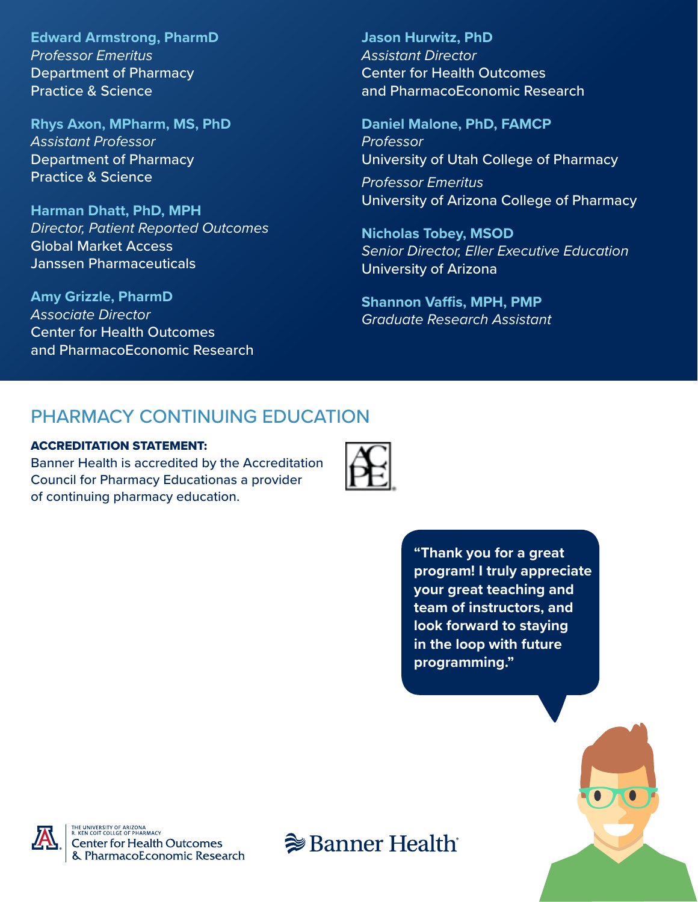**Edward Armstrong, PharmD**
*Professor Emeritus*
Department of Pharmacy
Practice & Science

**Rhys Axon, MPharm, MS, PhD**
*Assistant Professor*
Department of Pharmacy
Practice & Science

**Harman Dhatt, PhD, MPH**
*Director, Patient Reported Outcomes*
Global Market Access
Janssen Pharmaceuticals

**Amy Grizzle, PharmD**
*Associate Director*
Center for Health Outcomes
and PharmacoEconomic Research

**Jason Hurwitz, PhD**
*Assistant Director*
Center for Health Outcomes
and PharmacoEconomic Research

**Daniel Malone, PhD, FAMCP**
*Professor*
University of Utah College of Pharmacy
*Professor Emeritus*
University of Arizona College of Pharmacy

**Nicholas Tobey, MSOD**
*Senior Director, Eller Executive Education*
University of Arizona

**Shannon Vaffis, MPH, PMP**
*Graduate Research Assistant*

## PHARMACY CONTINUING EDUCATION

**ACCREDITATION STATEMENT:**
Banner Health is accredited by the Accreditation Council for Pharmacy Educationas a provider of continuing pharmacy education.

**"Thank you for a great program! I truly appreciate your great teaching and team of instructors, and look forward to staying in the loop with future programming."**

The University of Arizona R. Ken Coit College of Pharmacy
Center for Health Outcomes & PharmacoEconomic Research

Banner Health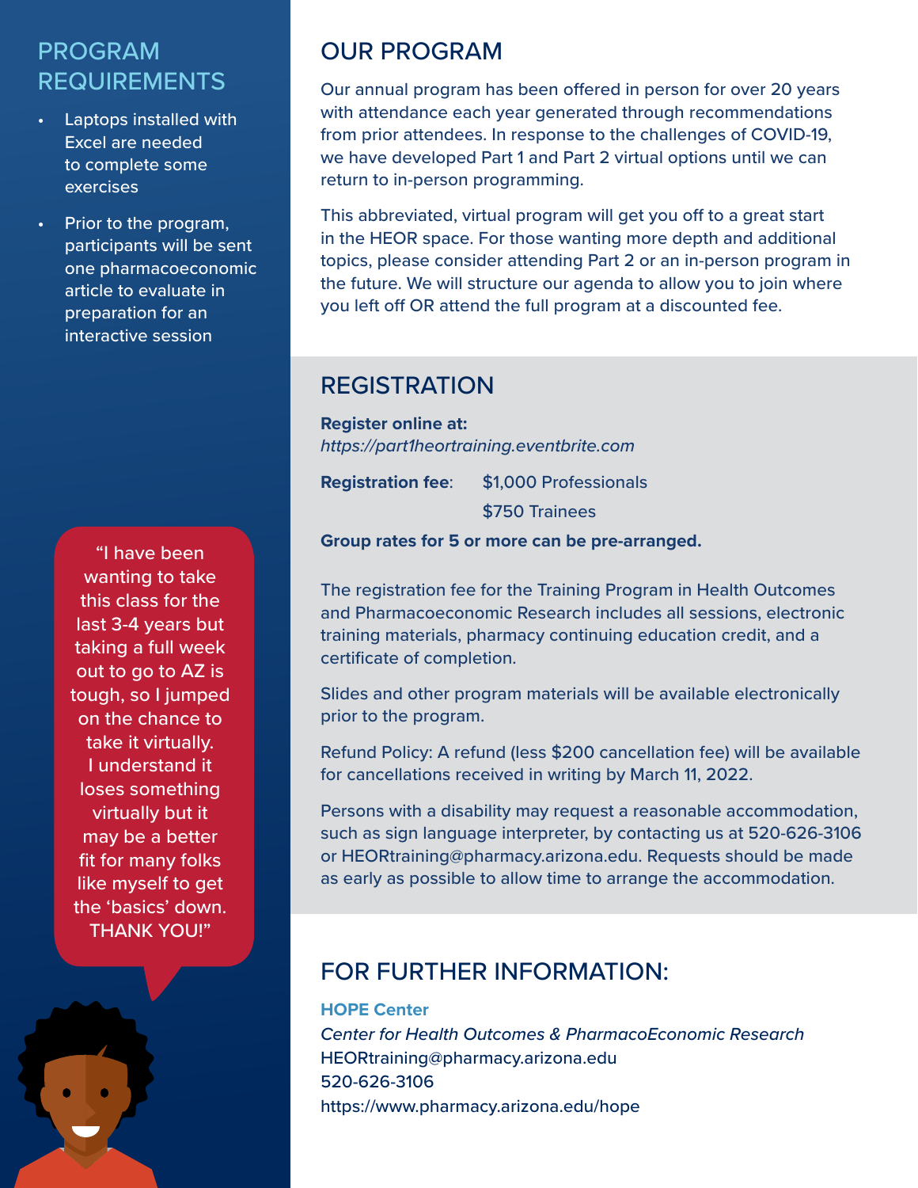## PROGRAM REQUIREMENTS

- Laptops installed with Excel are needed to complete some exercises
- Prior to the program, participants will be sent one pharmacoeconomic article to evaluate in preparation for an interactive session

"I have been wanting to take this class for the last 3-4 years but taking a full week out to go to AZ is tough, so I jumped on the chance to take it virtually. I understand it loses something virtually but it may be a better fit for many folks like myself to get the 'basics' down. THANK YOU!"

## OUR PROGRAM

Our annual program has been offered in person for over 20 years with attendance each year generated through recommendations from prior attendees. In response to the challenges of COVID-19, we have developed Part 1 and Part 2 virtual options until we can return to in-person programming.

This abbreviated, virtual program will get you off to a great start in the HEOR space. For those wanting more depth and additional topics, please consider attending Part 2 or an in-person program in the future. We will structure our agenda to allow you to join where you left off OR attend the full program at a discounted fee.

## REGISTRATION

**Register online at:**
*https://part1heortraining.eventbrite.com*

**Registration fee**: $1,000 Professionals
$750 Trainees

**Group rates for 5 or more can be pre-arranged.**

The registration fee for the Training Program in Health Outcomes and Pharmacoeconomic Research includes all sessions, electronic training materials, pharmacy continuing education credit, and a certificate of completion.

Slides and other program materials will be available electronically prior to the program.

Refund Policy: A refund (less $200 cancellation fee) will be available for cancellations received in writing by March 11, 2022.

Persons with a disability may request a reasonable accommodation, such as sign language interpreter, by contacting us at 520-626-3106 or HEORtraining@pharmacy.arizona.edu. Requests should be made as early as possible to allow time to arrange the accommodation.

## FOR FURTHER INFORMATION:

**HOPE Center**
*Center for Health Outcomes & PharmacoEconomic Research*
HEORtraining@pharmacy.arizona.edu
520-626-3106
https://www.pharmacy.arizona.edu/hope